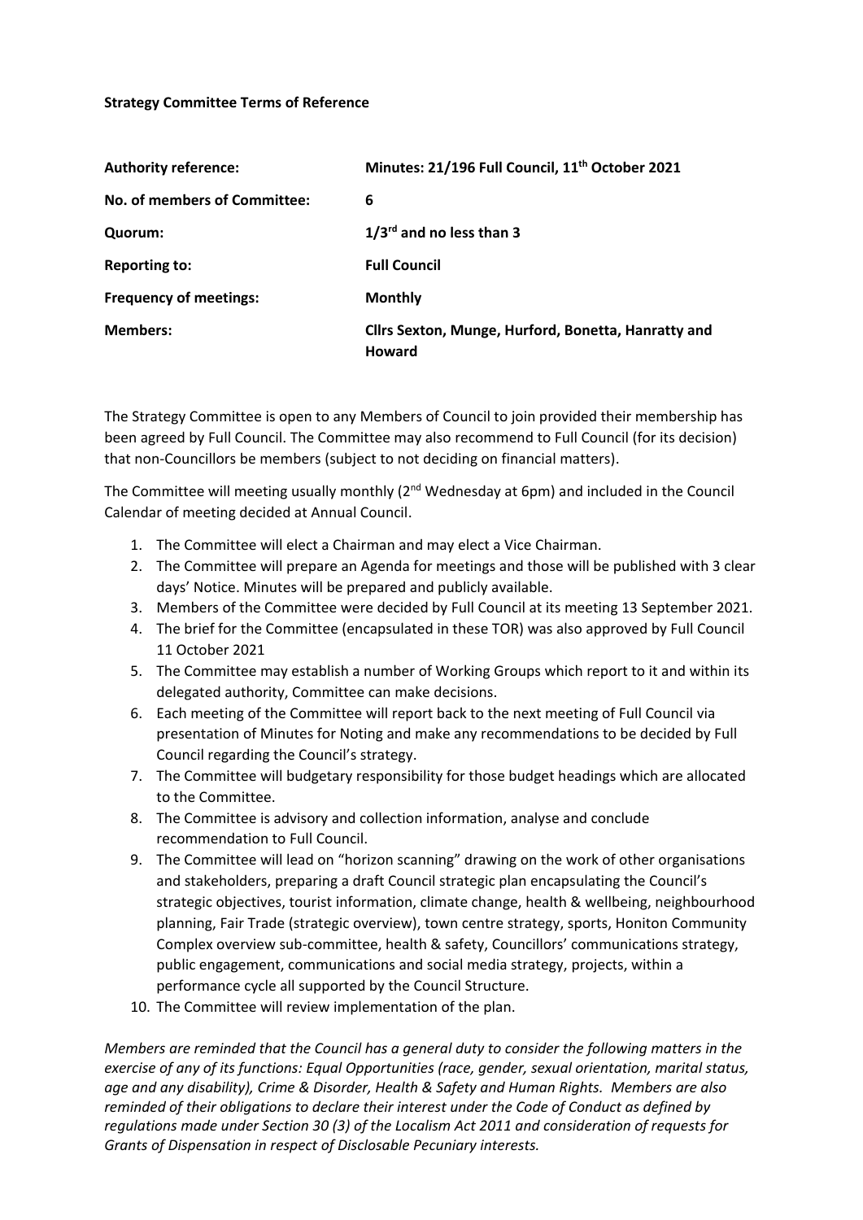**Strategy Committee Terms of Reference**

| | |
|---|---|
| **Authority reference:** | **Minutes: 21/196 Full Council, 11th October 2021** |
| **No. of members of Committee:** | **6** |
| **Quorum:** | **1/3rd and no less than 3** |
| **Reporting to:** | **Full Council** |
| **Frequency of meetings:** | **Monthly** |
| **Members:** | **Cllrs Sexton, Munge, Hurford, Bonetta, Hanratty and Howard** |

The Strategy Committee is open to any Members of Council to join provided their membership has been agreed by Full Council. The Committee may also recommend to Full Council (for its decision) that non-Councillors be members (subject to not deciding on financial matters).

The Committee will meeting usually monthly (2nd Wednesday at 6pm) and included in the Council Calendar of meeting decided at Annual Council.

1. The Committee will elect a Chairman and may elect a Vice Chairman.
2. The Committee will prepare an Agenda for meetings and those will be published with 3 clear days' Notice. Minutes will be prepared and publicly available.
3. Members of the Committee were decided by Full Council at its meeting 13 September 2021.
4. The brief for the Committee (encapsulated in these TOR) was also approved by Full Council 11 October 2021
5. The Committee may establish a number of Working Groups which report to it and within its delegated authority, Committee can make decisions.
6. Each meeting of the Committee will report back to the next meeting of Full Council via presentation of Minutes for Noting and make any recommendations to be decided by Full Council regarding the Council's strategy.
7. The Committee will budgetary responsibility for those budget headings which are allocated to the Committee.
8. The Committee is advisory and collection information, analyse and conclude recommendation to Full Council.
9. The Committee will lead on "horizon scanning" drawing on the work of other organisations and stakeholders, preparing a draft Council strategic plan encapsulating the Council's strategic objectives, tourist information, climate change, health & wellbeing, neighbourhood planning, Fair Trade (strategic overview), town centre strategy, sports, Honiton Community Complex overview sub-committee, health & safety, Councillors' communications strategy, public engagement, communications and social media strategy, projects, within a performance cycle all supported by the Council Structure.
10. The Committee will review implementation of the plan.

*Members are reminded that the Council has a general duty to consider the following matters in the exercise of any of its functions: Equal Opportunities (race, gender, sexual orientation, marital status, age and any disability), Crime & Disorder, Health & Safety and Human Rights. Members are also reminded of their obligations to declare their interest under the Code of Conduct as defined by regulations made under Section 30 (3) of the Localism Act 2011 and consideration of requests for Grants of Dispensation in respect of Disclosable Pecuniary interests.*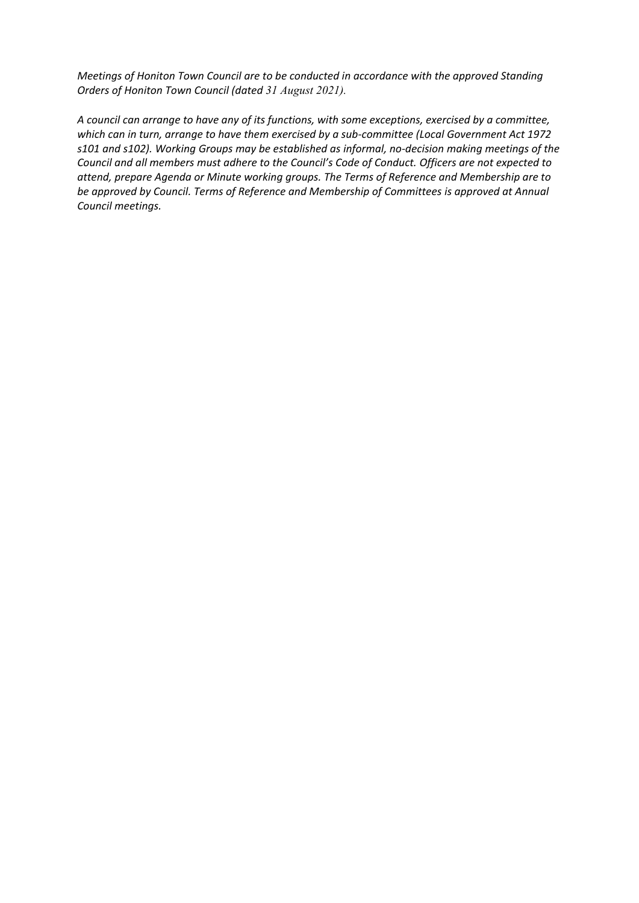*Meetings of Honiton Town Council are to be conducted in accordance with the approved Standing Orders of Honiton Town Council (dated 31 August 2021).*

*A council can arrange to have any of its functions, with some exceptions, exercised by a committee, which can in turn, arrange to have them exercised by a sub-committee (Local Government Act 1972 s101 and s102). Working Groups may be established as informal, no-decision making meetings of the Council and all members must adhere to the Council's Code of Conduct. Officers are not expected to attend, prepare Agenda or Minute working groups. The Terms of Reference and Membership are to be approved by Council. Terms of Reference and Membership of Committees is approved at Annual Council meetings.*